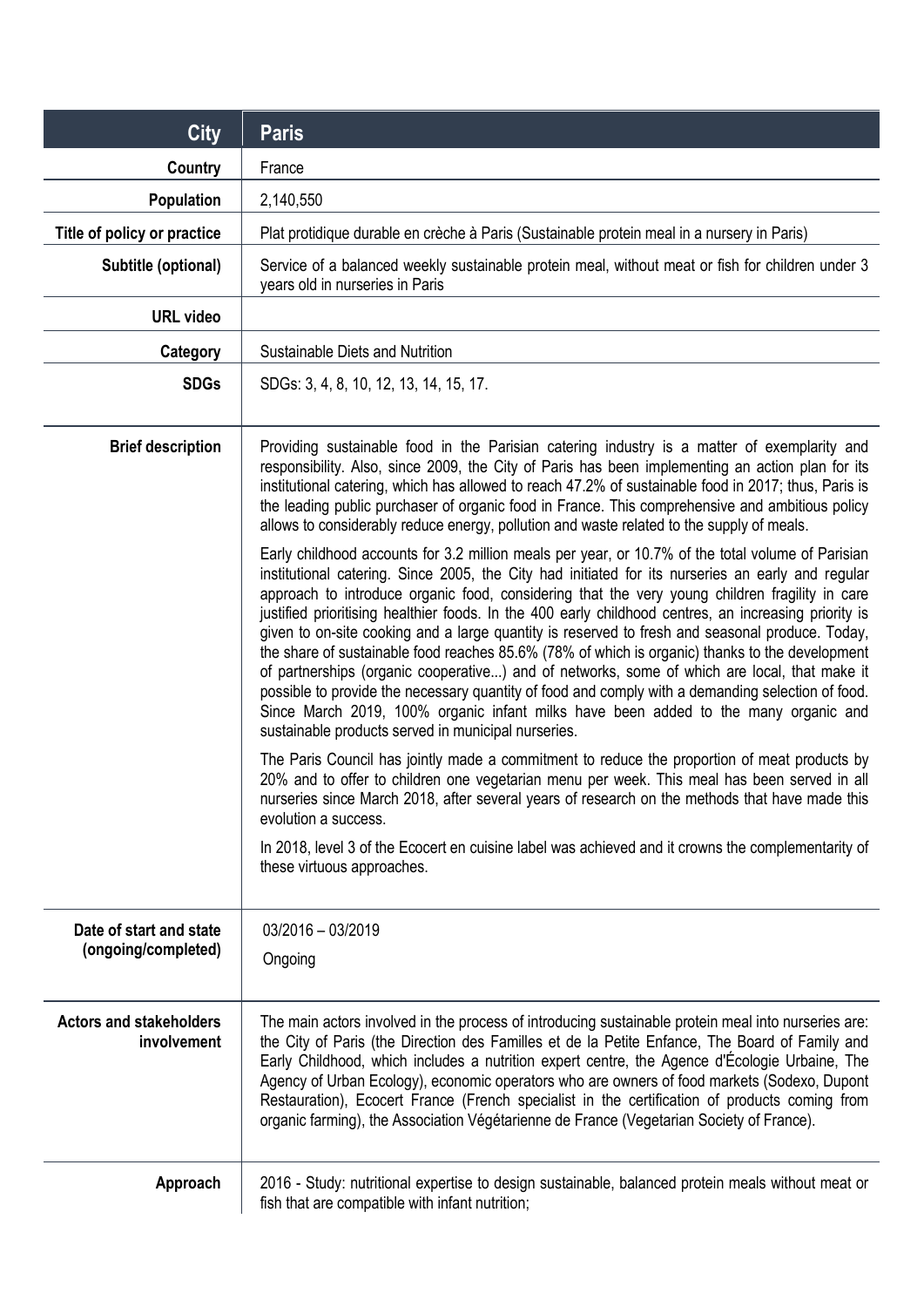| City | Paris |
|---|---|
| Country | France |
| Population | 2,140,550 |
| Title of policy or practice | Plat protidique durable en crèche à Paris (Sustainable protein meal in a nursery in Paris) |
| Subtitle (optional) | Service of a balanced weekly sustainable protein meal, without meat or fish for children under 3 years old in nurseries in Paris |
| URL video | |
| Category | Sustainable Diets and Nutrition |
| SDGs | SDGs: 3, 4, 8, 10, 12, 13, 14, 15, 17. |
| Brief description | Providing sustainable food in the Parisian catering industry is a matter of exemplarity and responsibility. Also, since 2009, the City of Paris has been implementing an action plan for its institutional catering, which has allowed to reach 47.2% of sustainable food in 2017; thus, Paris is the leading public purchaser of organic food in France. This comprehensive and ambitious policy allows to considerably reduce energy, pollution and waste related to the supply of meals.<br><br>Early childhood accounts for 3.2 million meals per year, or 10.7% of the total volume of Parisian institutional catering. Since 2005, the City had initiated for its nurseries an early and regular approach to introduce organic food, considering that the very young children fragility in care justified prioritising healthier foods. In the 400 early childhood centres, an increasing priority is given to on-site cooking and a large quantity is reserved to fresh and seasonal produce. Today, the share of sustainable food reaches 85.6% (78% of which is organic) thanks to the development of partnerships (organic cooperative...) and of networks, some of which are local, that make it possible to provide the necessary quantity of food and comply with a demanding selection of food. Since March 2019, 100% organic infant milks have been added to the many organic and sustainable products served in municipal nurseries.<br><br>The Paris Council has jointly made a commitment to reduce the proportion of meat products by 20% and to offer to children one vegetarian menu per week. This meal has been served in all nurseries since March 2018, after several years of research on the methods that have made this evolution a success.<br><br>In 2018, level 3 of the Ecocert en cuisine label was achieved and it crowns the complementarity of these virtuous approaches. |
| Date of start and state (ongoing/completed) | 03/2016 – 03/2019<br><br>Ongoing |
| Actors and stakeholders involvement | The main actors involved in the process of introducing sustainable protein meal into nurseries are: the City of Paris (the Direction des Familles et de la Petite Enfance, The Board of Family and Early Childhood, which includes a nutrition expert centre, the Agence d'Écologie Urbaine, The Agency of Urban Ecology), economic operators who are owners of food markets (Sodexo, Dupont Restauration), Ecocert France (French specialist in the certification of products coming from organic farming), the Association Végétarienne de France (Vegetarian Society of France). |
| Approach | 2016 - Study: nutritional expertise to design sustainable, balanced protein meals without meat or fish that are compatible with infant nutrition; |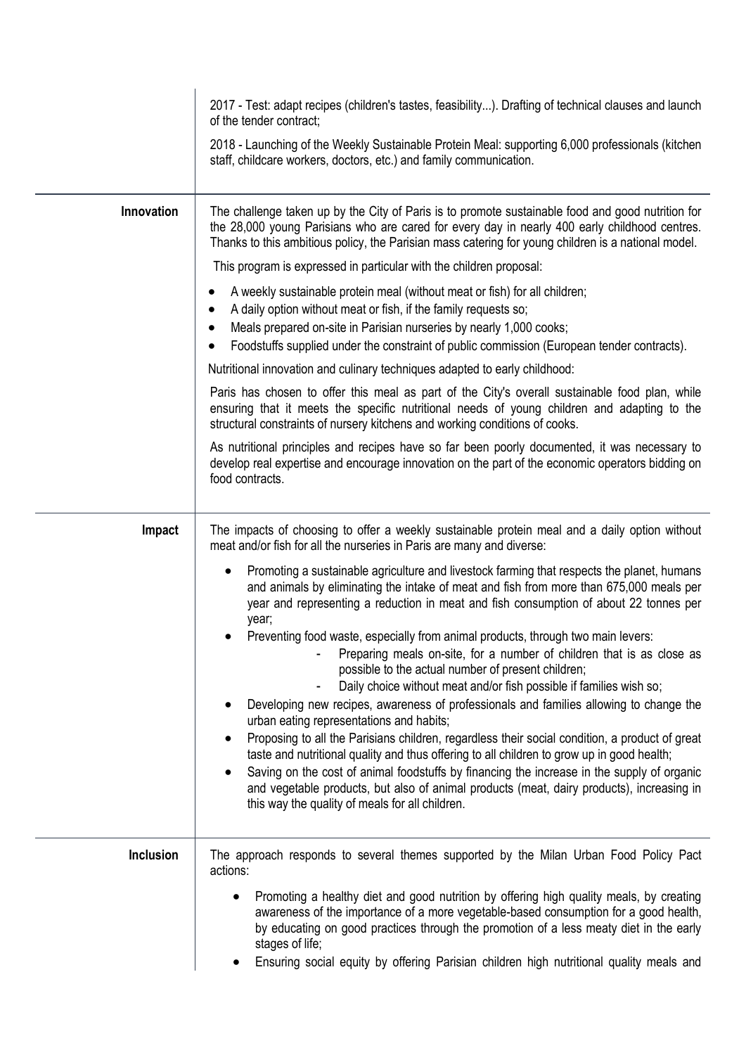| | |
|---|---|
| | 2017 - Test: adapt recipes (children's tastes, feasibility...). Drafting of technical clauses and launch of the tender contract;<br><br>2018 - Launching of the Weekly Sustainable Protein Meal: supporting 6,000 professionals (kitchen staff, childcare workers, doctors, etc.) and family communication. |
| **Innovation** | The challenge taken up by the City of Paris is to promote sustainable food and good nutrition for the 28,000 young Parisians who are cared for every day in nearly 400 early childhood centres. Thanks to this ambitious policy, the Parisian mass catering for young children is a national model.<br><br>This program is expressed in particular with the children proposal:<br><br>• A weekly sustainable protein meal (without meat or fish) for all children;<br>• A daily option without meat or fish, if the family requests so;<br>• Meals prepared on-site in Parisian nurseries by nearly 1,000 cooks;<br>• Foodstuffs supplied under the constraint of public commission (European tender contracts).<br><br>Nutritional innovation and culinary techniques adapted to early childhood:<br><br>Paris has chosen to offer this meal as part of the City's overall sustainable food plan, while ensuring that it meets the specific nutritional needs of young children and adapting to the structural constraints of nursery kitchens and working conditions of cooks.<br><br>As nutritional principles and recipes have so far been poorly documented, it was necessary to develop real expertise and encourage innovation on the part of the economic operators bidding on food contracts. |
| **Impact** | The impacts of choosing to offer a weekly sustainable protein meal and a daily option without meat and/or fish for all the nurseries in Paris are many and diverse:<br><br>• Promoting a sustainable agriculture and livestock farming that respects the planet, humans and animals by eliminating the intake of meat and fish from more than 675,000 meals per year and representing a reduction in meat and fish consumption of about 22 tonnes per year;<br>• Preventing food waste, especially from animal products, through two main levers:<br>&nbsp;&nbsp;&nbsp;&nbsp;- Preparing meals on-site, for a number of children that is as close as possible to the actual number of present children;<br>&nbsp;&nbsp;&nbsp;&nbsp;- Daily choice without meat and/or fish possible if families wish so;<br>• Developing new recipes, awareness of professionals and families allowing to change the urban eating representations and habits;<br>• Proposing to all the Parisians children, regardless their social condition, a product of great taste and nutritional quality and thus offering to all children to grow up in good health;<br>• Saving on the cost of animal foodstuffs by financing the increase in the supply of organic and vegetable products, but also of animal products (meat, dairy products), increasing in this way the quality of meals for all children. |
| **Inclusion** | The approach responds to several themes supported by the Milan Urban Food Policy Pact actions:<br><br>• Promoting a healthy diet and good nutrition by offering high quality meals, by creating awareness of the importance of a more vegetable-based consumption for a good health, by educating on good practices through the promotion of a less meaty diet in the early stages of life;<br>• Ensuring social equity by offering Parisian children high nutritional quality meals and |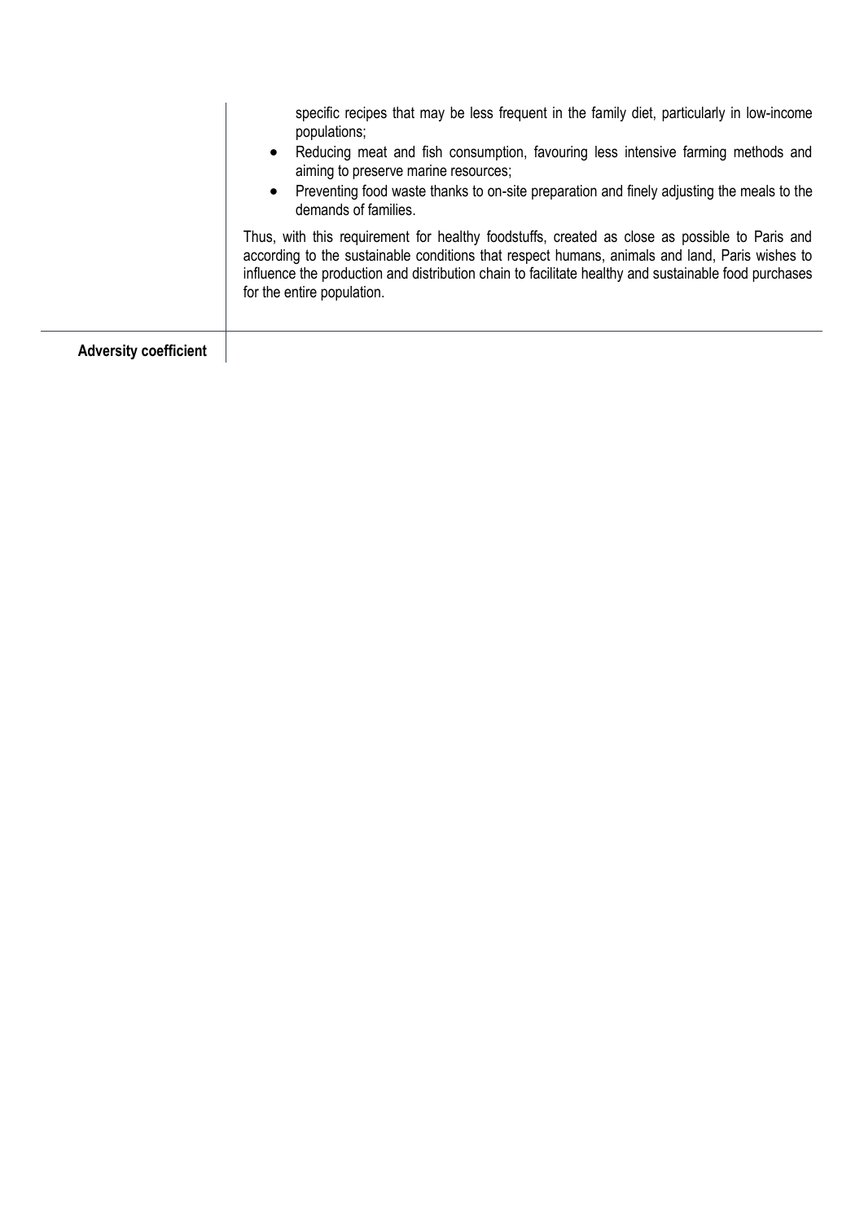| | |
|---|---|
| | specific recipes that may be less frequent in the family diet, particularly in low-income populations;<br>• Reducing meat and fish consumption, favouring less intensive farming methods and aiming to preserve marine resources;<br>• Preventing food waste thanks to on-site preparation and finely adjusting the meals to the demands of families.<br><br>Thus, with this requirement for healthy foodstuffs, created as close as possible to Paris and according to the sustainable conditions that respect humans, animals and land, Paris wishes to influence the production and distribution chain to facilitate healthy and sustainable food purchases for the entire population. |
| **Adversity coefficient** | |